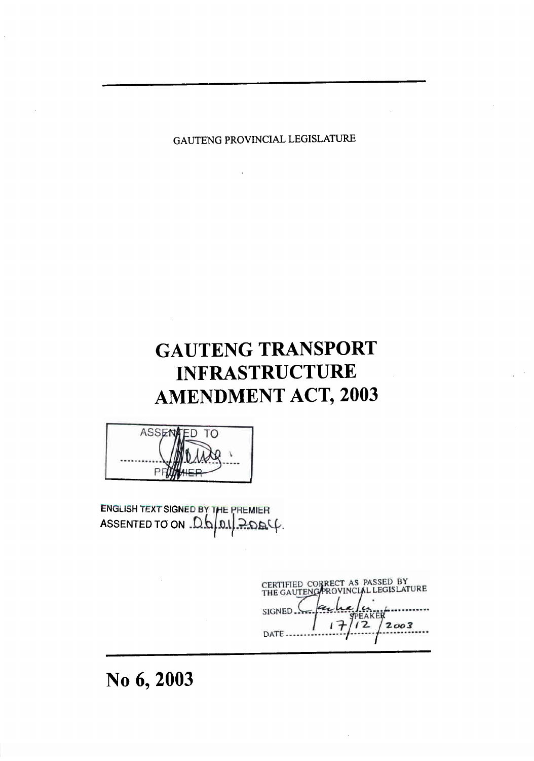GAUTENG PROVINCIAL LEGISLATURE

# GAUTENG TRANSPORT INFRASTRUCTURE AMENDMENT ACT, 2003

ASSENTED TO

..........................

PREMIER

ENGLISH TEXT SIGNED BY THE PREMIER
ASSENTED TO ON 06/01/2004.

CERTIFIED CORRECT AS PASSED BY THE GAUTENG PROVINCIAL LEGISLATURE

SIGNED ..........................
SPEAKER

DATE 17/12/2003

# No 6, 2003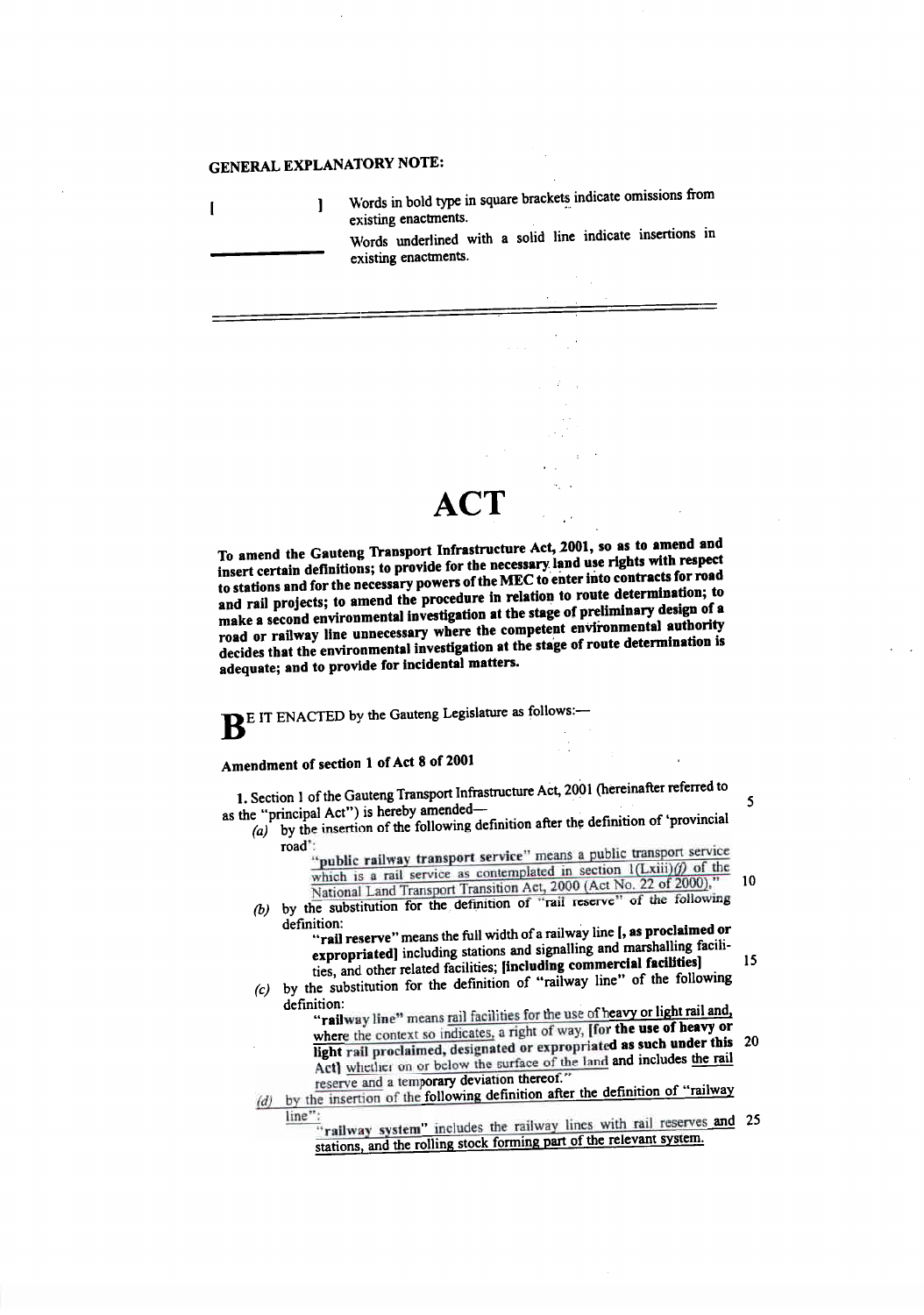**GENERAL EXPLANATORY NOTE:**

**[ ]** Words in bold type in square brackets indicate omissions from existing enactments.

\_\_\_\_\_\_\_\_ Words underlined with a solid line indicate insertions in existing enactments.

---

# ACT

**To amend the Gauteng Transport Infrastructure Act, 2001, so as to amend and insert certain definitions; to provide for the necessary land use rights with respect to stations and for the necessary powers of the MEC to enter into contracts for road and rail projects; to amend the procedure in relation to route determination; to make a second environmental investigation at the stage of preliminary design of a road or railway line unnecessary where the competent environmental authority decides that the environmental investigation at the stage of route determination is adequate; and to provide for incidental matters.**

**B**E IT ENACTED by the Gauteng Legislature as follows:—

### Amendment of section 1 of Act 8 of 2001

**1.** Section 1 of the Gauteng Transport Infrastructure Act, 2001 (hereinafter referred to as the "principal Act") is hereby amended—

*(a)* by the insertion of the following definition after the definition of 'provincial road':

<u>"**public railway transport service**" means a public transport service which is a rail service as contemplated in section 1(Lxiii)*(f)* of the National Land Transport Transition Act, 2000 (Act No. 22 of 2000),"</u>

*(b)* by the substitution for the definition of "rail reserve" of the following definition:

"**rail reserve**" means the full width of a railway line **[, as proclaimed or expropriated]** including stations and signalling and marshalling facilities, and other related facilities; **[including commercial facilities]**

*(c)* by the substitution for the definition of "railway line" of the following definition:

"**railway line**" means <u>rail facilities for the use of heavy or light rail and, where the context so indicates,</u> a right of way, **[for the use of heavy or light rail proclaimed, designated or expropriated as such under this Act]** <u>whether on or below the surface of the land</u> and includes <u>the rail reserve</u> and a temporary deviation thereof."

*(d)* <u>by the insertion of the following definition after the definition of "railway line":</u>

<u>"**railway system**" includes the railway lines with rail reserves and stations, and the rolling stock forming part of the relevant system.</u>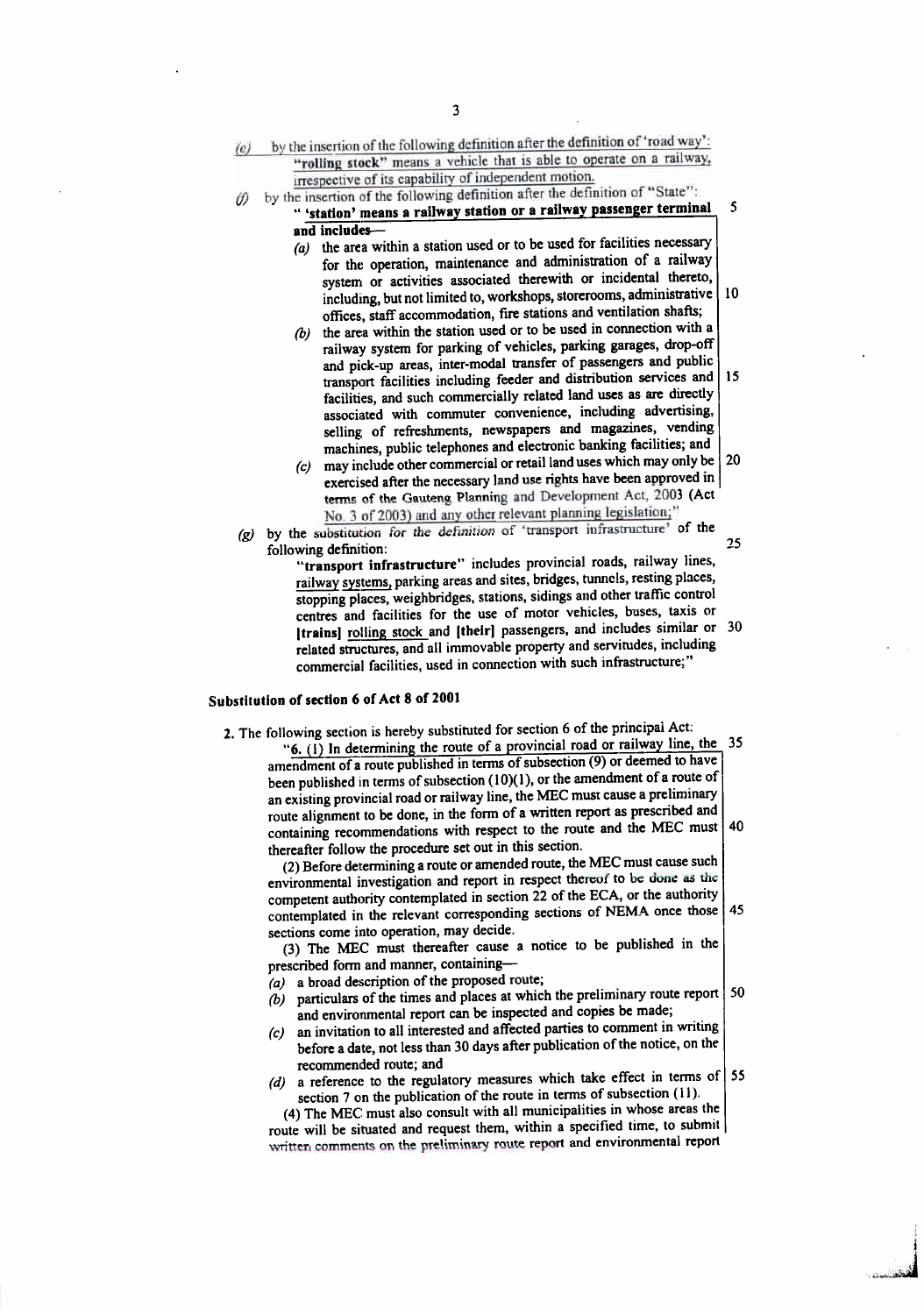(e) by the insertion of the following definition after the definition of 'road way':

"**rolling stock**" means a vehicle that is able to operate on a railway, irrespective of its capability of independent motion.

(f) by the insertion of the following definition after the definition of "State":

" **'station' means a railway station or a railway passenger terminal and includes—**

(a) the area within a station used or to be used for facilities necessary for the operation, maintenance and administration of a railway system or activities associated therewith or incidental thereto, including, but not limited to, workshops, storerooms, administrative offices, staff accommodation, fire stations and ventilation shafts;

(b) the area within the station used or to be used in connection with a railway system for parking of vehicles, parking garages, drop-off and pick-up areas, inter-modal transfer of passengers and public transport facilities including feeder and distribution services and facilities, and such commercially related land uses as are directly associated with commuter convenience, including advertising, selling of refreshments, newspapers and magazines, vending machines, public telephones and electronic banking facilities; and

(c) may include other commercial or retail land uses which may only be exercised after the necessary land use rights have been approved in terms of the Gauteng Planning and Development Act, 2003 (Act No. 3 of 2003) and any other relevant planning legislation;"

(g) by the substitution for the definition of 'transport infrastructure' of the following definition:

"**transport infrastructure**" includes provincial roads, railway lines, railway systems, parking areas and sites, bridges, tunnels, resting places, stopping places, weighbridges, stations, sidings and other traffic control centres and facilities for the use of motor vehicles, buses, taxis or **[trains]** rolling stock and **[their]** passengers, and includes similar or related structures, and all immovable property and servitudes, including commercial facilities, used in connection with such infrastructure;"

## Substitution of section 6 of Act 8 of 2001

**2.** The following section is hereby substituted for section 6 of the principal Act:

"**6.** (1) In determining the route of a provincial road or railway line, the amendment of a route published in terms of subsection (9) or deemed to have been published in terms of subsection (10)(1), or the amendment of a route of an existing provincial road or railway line, the MEC must cause a preliminary route alignment to be done, in the form of a written report as prescribed and containing recommendations with respect to the route and the MEC must thereafter follow the procedure set out in this section.

(2) Before determining a route or amended route, the MEC must cause such environmental investigation and report in respect thereof to be done as the competent authority contemplated in section 22 of the ECA, or the authority contemplated in the relevant corresponding sections of NEMA once those sections come into operation, may decide.

(3) The MEC must thereafter cause a notice to be published in the prescribed form and manner, containing—

(a) a broad description of the proposed route;

(b) particulars of the times and places at which the preliminary route report and environmental report can be inspected and copies be made;

(c) an invitation to all interested and affected parties to comment in writing before a date, not less than 30 days after publication of the notice, on the recommended route; and

(d) a reference to the regulatory measures which take effect in terms of section 7 on the publication of the route in terms of subsection (11).

(4) The MEC must also consult with all municipalities in whose areas the route will be situated and request them, within a specified time, to submit written comments on the preliminary route report and environmental report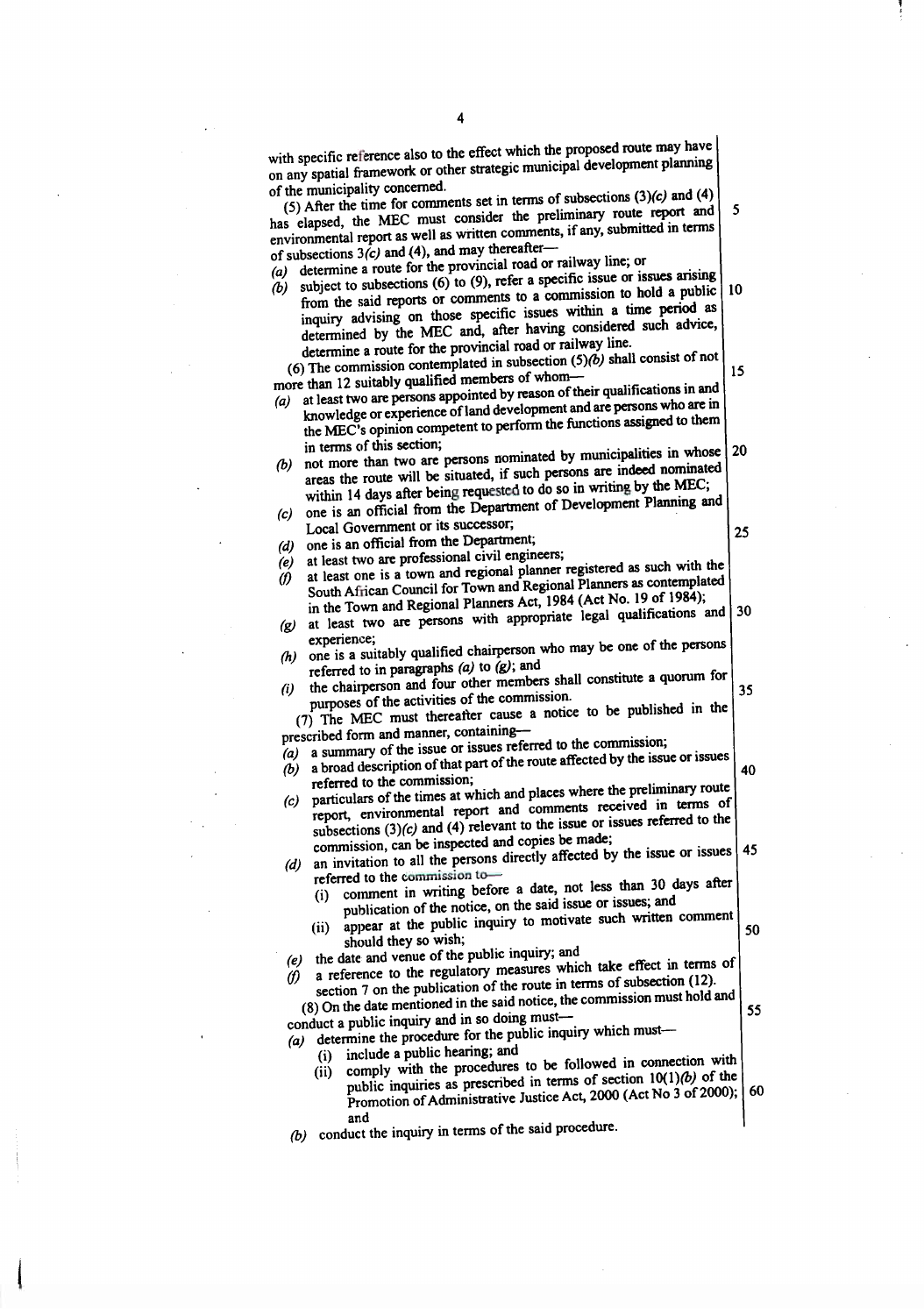with specific reference also to the effect which the proposed route may have on any spatial framework or other strategic municipal development planning of the municipality concerned.

(5) After the time for comments set in terms of subsections (3)*(c)* and (4) has elapsed, the MEC must consider the preliminary route report and environmental report as well as written comments, if any, submitted in terms of subsections 3*(c)* and (4), and may thereafter—

*(a)* determine a route for the provincial road or railway line; or

*(b)* subject to subsections (6) to (9), refer a specific issue or issues arising from the said reports or comments to a commission to hold a public inquiry advising on those specific issues within a time period as determined by the MEC and, after having considered such advice, determine a route for the provincial road or railway line.

(6) The commission contemplated in subsection (5)*(b)* shall consist of not more than 12 suitably qualified members of whom—

*(a)* at least two are persons appointed by reason of their qualifications in and knowledge or experience of land development and are persons who are in the MEC's opinion competent to perform the functions assigned to them in terms of this section;

*(b)* not more than two are persons nominated by municipalities in whose areas the route will be situated, if such persons are indeed nominated within 14 days after being requested to do so in writing by the MEC;

*(c)* one is an official from the Department of Development Planning and Local Government or its successor;

*(d)* one is an official from the Department;

*(e)* at least two are professional civil engineers;

*(f)* at least one is a town and regional planner registered as such with the South African Council for Town and Regional Planners as contemplated in the Town and Regional Planners Act, 1984 (Act No. 19 of 1984);

*(g)* at least two are persons with appropriate legal qualifications and experience;

*(h)* one is a suitably qualified chairperson who may be one of the persons referred to in paragraphs *(a)* to *(g)*; and

*(i)* the chairperson and four other members shall constitute a quorum for purposes of the activities of the commission.

(7) The MEC must thereafter cause a notice to be published in the prescribed form and manner, containing—

*(a)* a summary of the issue or issues referred to the commission;

*(b)* a broad description of that part of the route affected by the issue or issues referred to the commission;

*(c)* particulars of the times at which and places where the preliminary route report, environmental report and comments received in terms of subsections (3)*(c)* and (4) relevant to the issue or issues referred to the commission, can be inspected and copies be made;

*(d)* an invitation to all the persons directly affected by the issue or issues referred to the commission to—

(i) comment in writing before a date, not less than 30 days after publication of the notice, on the said issue or issues; and

(ii) appear at the public inquiry to motivate such written comment should they so wish;

*(e)* the date and venue of the public inquiry; and

*(f)* a reference to the regulatory measures which take effect in terms of section 7 on the publication of the route in terms of subsection (12).

(8) On the date mentioned in the said notice, the commission must hold and conduct a public inquiry and in so doing must—

*(a)* determine the procedure for the public inquiry which must—

(i) include a public hearing; and

(ii) comply with the procedures to be followed in connection with public inquiries as prescribed in terms of section 10(1)*(b)* of the Promotion of Administrative Justice Act, 2000 (Act No 3 of 2000); and

*(b)* conduct the inquiry in terms of the said procedure.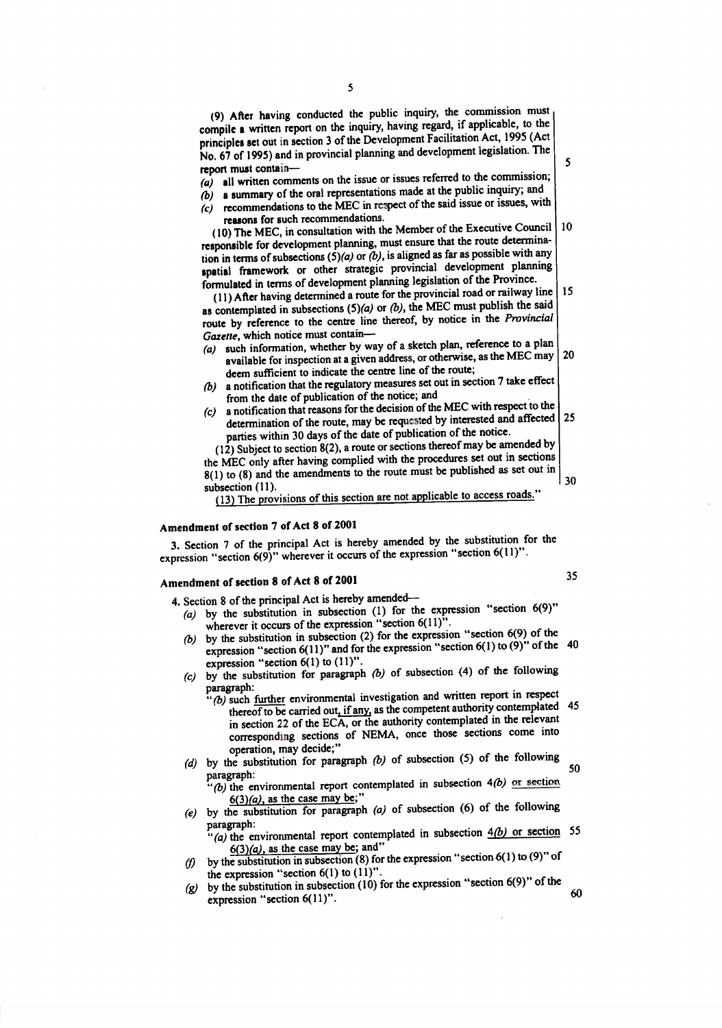(9) After having conducted the public inquiry, the commission must compile a written report on the inquiry, having regard, if applicable, to the principles set out in section 3 of the Development Facilitation Act, 1995 (Act No. 67 of 1995) and in provincial planning and development legislation. The report must contain—

*(a)* all written comments on the issue or issues referred to the commission;

*(b)* a summary of the oral representations made at the public inquiry; and

*(c)* recommendations to the MEC in respect of the said issue or issues, with reasons for such recommendations.

(10) The MEC, in consultation with the Member of the Executive Council responsible for development planning, must ensure that the route determination in terms of subsections (5)*(a)* or *(b)*, is aligned as far as possible with any spatial framework or other strategic provincial development planning formulated in terms of development planning legislation of the Province.

(11) After having determined a route for the provincial road or railway line as contemplated in subsections (5)*(a)* or *(b)*, the MEC must publish the said route by reference to the centre line thereof, by notice in the *Provincial Gazette*, which notice must contain—

*(a)* such information, whether by way of a sketch plan, reference to a plan available for inspection at a given address, or otherwise, as the MEC may deem sufficient to indicate the centre line of the route;

*(b)* a notification that the regulatory measures set out in section 7 take effect from the date of publication of the notice; and

*(c)* a notification that reasons for the decision of the MEC with respect to the determination of the route, may be requested by interested and affected parties within 30 days of the date of publication of the notice.

(12) Subject to section 8(2), a route or sections thereof may be amended by the MEC only after having complied with the procedures set out in sections 8(1) to (8) and the amendments to the route must be published as set out in subsection (11).

(13) The provisions of this section are not applicable to access roads."

## Amendment of section 7 of Act 8 of 2001

3. Section 7 of the principal Act is hereby amended by the substitution for the expression "section 6(9)" wherever it occurs of the expression "section 6(11)".

## Amendment of section 8 of Act 8 of 2001

4. Section 8 of the principal Act is hereby amended—

*(a)* by the substitution in subsection (1) for the expression "section 6(9)" wherever it occurs of the expression "section 6(11)".

*(b)* by the substitution in subsection (2) for the expression "section 6(9) of the expression "section 6(11)" and for the expression "section 6(1) to (9)" of the expression "section 6(1) to (11)".

*(c)* by the substitution for paragraph *(b)* of subsection (4) of the following paragraph:

"*(b)* such further environmental investigation and written report in respect thereof to be carried out, if any, as the competent authority contemplated in section 22 of the ECA, or the authority contemplated in the relevant corresponding sections of NEMA, once those sections come into operation, may decide;"

*(d)* by the substitution for paragraph *(b)* of subsection (5) of the following paragraph:

"*(b)* the environmental report contemplated in subsection 4*(b)* or section 6(3)*(a)*, as the case may be;"

*(e)* by the substitution for paragraph *(a)* of subsection (6) of the following paragraph:

"*(a)* the environmental report contemplated in subsection 4*(b)* or section 6(3)*(a)*, as the case may be; and"

*(f)* by the substitution in subsection (8) for the expression "section 6(1) to (9)" of the expression "section 6(1) to (11)".

*(g)* by the substitution in subsection (10) for the expression "section 6(9)" of the expression "section 6(11)".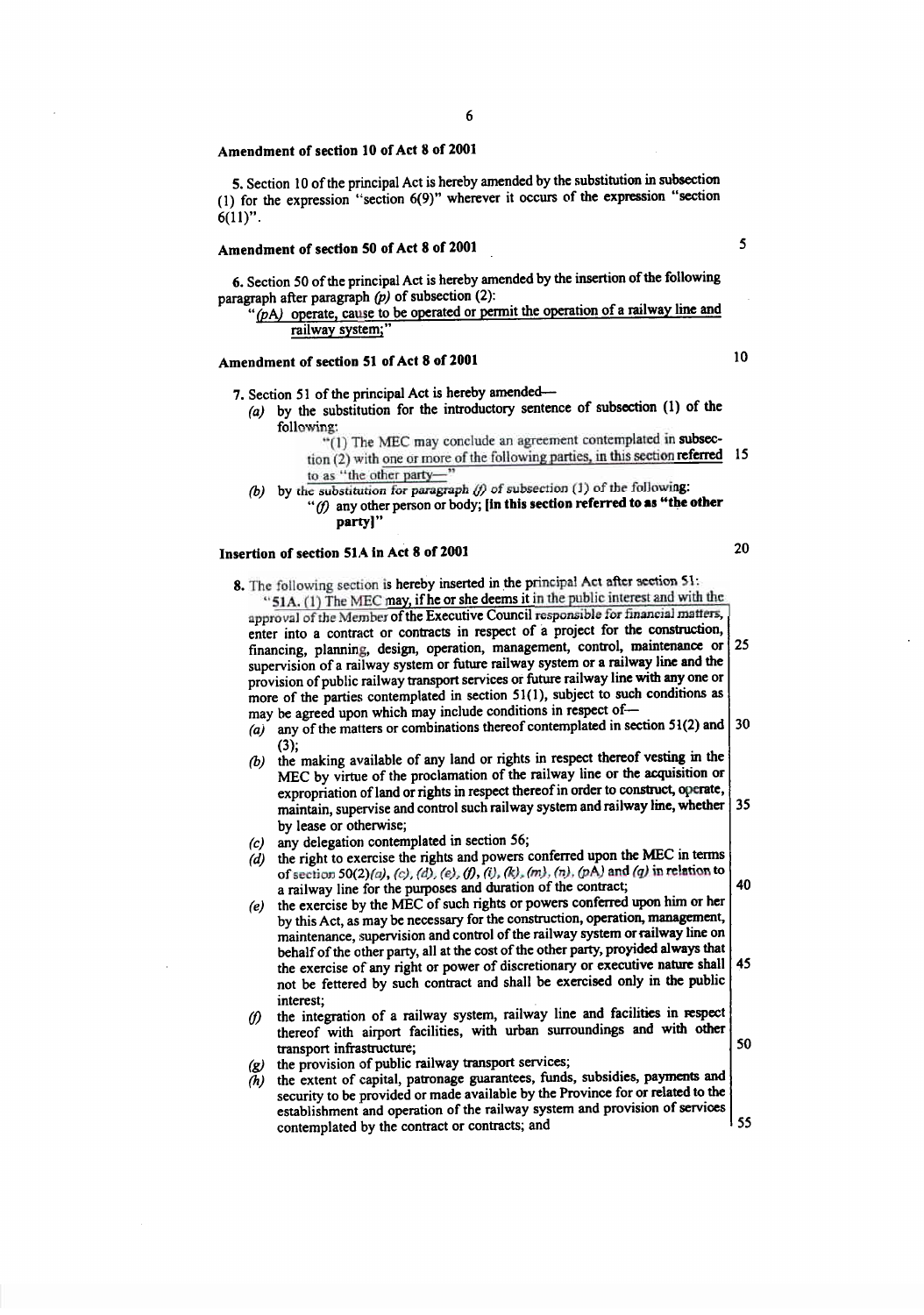**Amendment of section 10 of Act 8 of 2001**

5. Section 10 of the principal Act is hereby amended by the substitution in subsection (1) for the expression "section 6(9)" wherever it occurs of the expression "section 6(11)".

**Amendment of section 50 of Act 8 of 2001**

6. Section 50 of the principal Act is hereby amended by the insertion of the following paragraph after paragraph *(p)* of subsection (2):

"*(pA)* operate, cause to be operated or permit the operation of a railway line and railway system;"

**Amendment of section 51 of Act 8 of 2001**

7. Section 51 of the principal Act is hereby amended—

*(a)* by the substitution for the introductory sentence of subsection (1) of the following:

"(1) The MEC may conclude an agreement contemplated in subsection (2) with one or more of the following parties, in this section referred to as "the other party—"

*(b)* by the substitution for paragraph *(f)* of subsection (1) of the following:

"*(f)* any other person or body; **[In this section referred to as "the other party]**"

**Insertion of section 51A in Act 8 of 2001**

8. The following section is hereby inserted in the principal Act after section 51:

"**51A.** (1) The MEC may, if he or she deems it in the public interest and with the approval of the Member of the Executive Council responsible for financial matters, enter into a contract or contracts in respect of a project for the construction, financing, planning, design, operation, management, control, maintenance or supervision of a railway system or future railway system or a railway line and the provision of public railway transport services or future railway line with any one or more of the parties contemplated in section 51(1), subject to such conditions as may be agreed upon which may include conditions in respect of—

*(a)* any of the matters or combinations thereof contemplated in section 51(2) and (3);

*(b)* the making available of any land or rights in respect thereof vesting in the MEC by virtue of the proclamation of the railway line or the acquisition or expropriation of land or rights in respect thereof in order to construct, operate, maintain, supervise and control such railway system and railway line, whether by lease or otherwise;

*(c)* any delegation contemplated in section 56;

*(d)* the right to exercise the rights and powers conferred upon the MEC in terms of section 50(2)*(a)*, *(c)*, *(d)*, *(e)*, *(f)*, *(i)*, *(k)*, *(m)*, *(n)*, *(pA)* and *(q)* in relation to a railway line for the purposes and duration of the contract;

*(e)* the exercise by the MEC of such rights or powers conferred upon him or her by this Act, as may be necessary for the construction, operation, management, maintenance, supervision and control of the railway system or railway line on behalf of the other party, all at the cost of the other party, provided always that the exercise of any right or power of discretionary or executive nature shall not be fettered by such contract and shall be exercised only in the public interest;

*(f)* the integration of a railway system, railway line and facilities in respect thereof with airport facilities, with urban surroundings and with other transport infrastructure;

*(g)* the provision of public railway transport services;

*(h)* the extent of capital, patronage guarantees, funds, subsidies, payments and security to be provided or made available by the Province for or related to the establishment and operation of the railway system and provision of services contemplated by the contract or contracts; and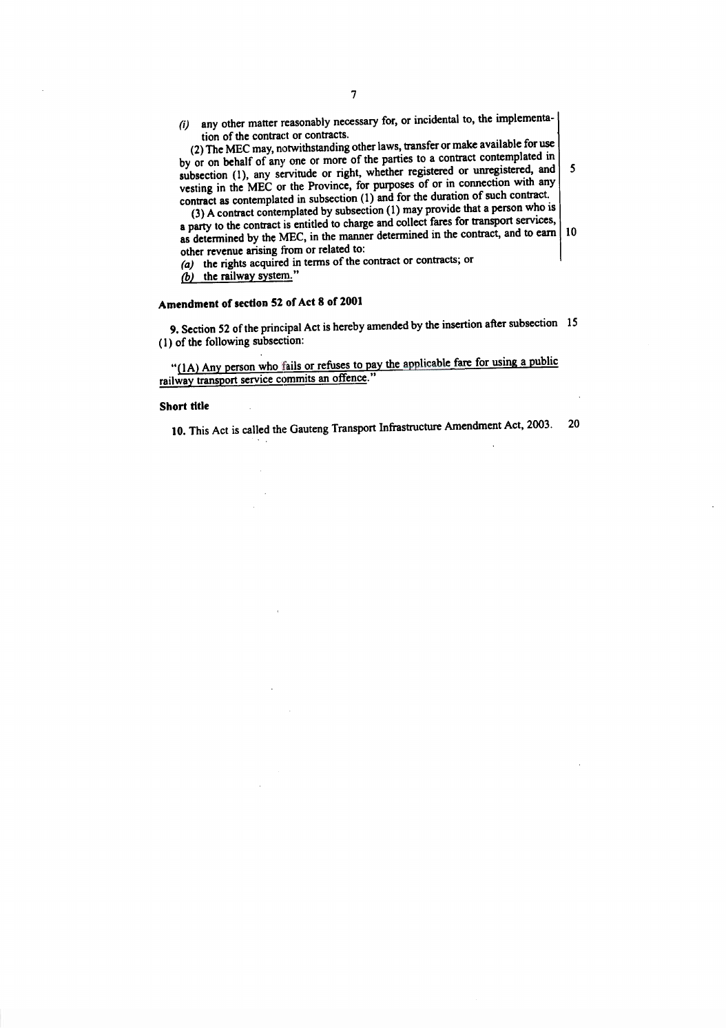(i) any other matter reasonably necessary for, or incidental to, the implementation of the contract or contracts.

(2) The MEC may, notwithstanding other laws, transfer or make available for use by or on behalf of any one or more of the parties to a contract contemplated in subsection (1), any servitude or right, whether registered or unregistered, and vesting in the MEC or the Province, for purposes of or in connection with any contract as contemplated in subsection (1) and for the duration of such contract.

(3) A contract contemplated by subsection (1) may provide that a person who is a party to the contract is entitled to charge and collect fares for transport services, as determined by the MEC, in the manner determined in the contract, and to earn other revenue arising from or related to:

(a) the rights acquired in terms of the contract or contracts; or

(b) the railway system."

**Amendment of section 52 of Act 8 of 2001**

**9.** Section 52 of the principal Act is hereby amended by the insertion after subsection (1) of the following subsection:

"(1A) Any person who fails or refuses to pay the applicable fare for using a public railway transport service commits an offence."

**Short title**

**10.** This Act is called the Gauteng Transport Infrastructure Amendment Act, 2003.